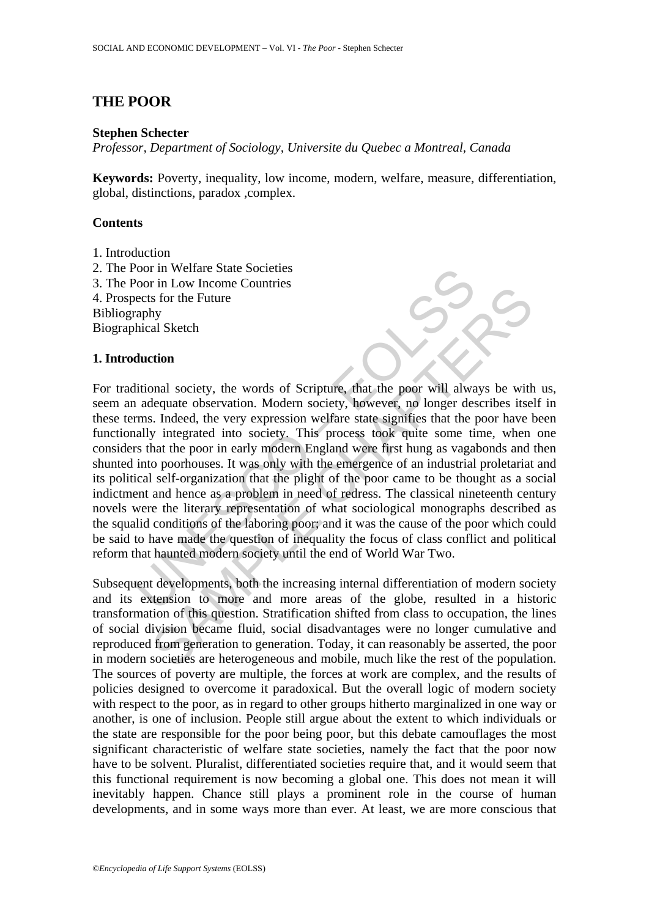# THE POOR

**Stephen Schecter**

*Professor, Department of Sociology, Universite du Quebec a Montreal, Canada*

**Keywords:** Poverty, inequality, low income, modern, welfare, measure, differentiation, global, distinctions, paradox ,complex.

## Contents

1. Introduction
2. The Poor in Welfare State Societies
3. The Poor in Low Income Countries
4. Prospects for the Future

Bibliography

Biographical Sketch

## 1. Introduction

For traditional society, the words of Scripture, that the poor will always be with us, seem an adequate observation. Modern society, however, no longer describes itself in these terms. Indeed, the very expression welfare state signifies that the poor have been functionally integrated into society. This process took quite some time, when one considers that the poor in early modern England were first hung as vagabonds and then shunted into poorhouses. It was only with the emergence of an industrial proletariat and its political self-organization that the plight of the poor came to be thought as a social indictment and hence as a problem in need of redress. The classical nineteenth century novels were the literary representation of what sociological monographs described as the squalid conditions of the laboring poor; and it was the cause of the poor which could be said to have made the question of inequality the focus of class conflict and political reform that haunted modern society until the end of World War Two.

Subsequent developments, both the increasing internal differentiation of modern society and its extension to more and more areas of the globe, resulted in a historic transformation of this question. Stratification shifted from class to occupation, the lines of social division became fluid, social disadvantages were no longer cumulative and reproduced from generation to generation. Today, it can reasonably be asserted, the poor in modern societies are heterogeneous and mobile, much like the rest of the population. The sources of poverty are multiple, the forces at work are complex, and the results of policies designed to overcome it paradoxical. But the overall logic of modern society with respect to the poor, as in regard to other groups hitherto marginalized in one way or another, is one of inclusion. People still argue about the extent to which individuals or the state are responsible for the poor being poor, but this debate camouflages the most significant characteristic of welfare state societies, namely the fact that the poor now have to be solvent. Pluralist, differentiated societies require that, and it would seem that this functional requirement is now becoming a global one. This does not mean it will inevitably happen. Chance still plays a prominent role in the course of human developments, and in some ways more than ever. At least, we are more conscious that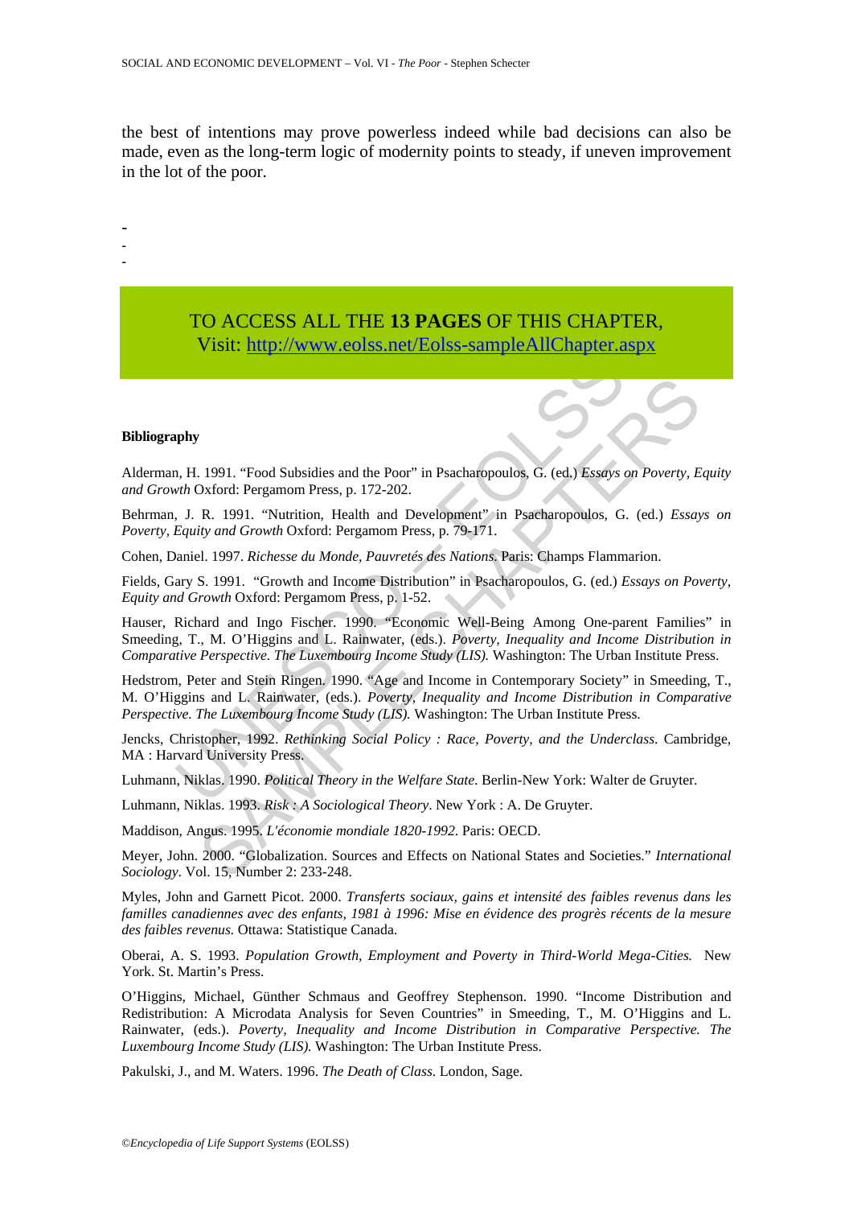the best of intentions may prove powerless indeed while bad decisions can also be made, even as the long-term logic of modernity points to steady, if uneven improvement in the lot of the poor.

-
-
-

TO ACCESS ALL THE **13 PAGES** OF THIS CHAPTER,
Visit: http://www.eolss.net/Eolss-sampleAllChapter.aspx

**Bibliography**

Alderman, H. 1991. "Food Subsidies and the Poor" in Psacharopoulos, G. (ed.) *Essays on Poverty, Equity and Growth* Oxford: Pergamom Press, p. 172-202.

Behrman, J. R. 1991. "Nutrition, Health and Development" in Psacharopoulos, G. (ed.) *Essays on Poverty, Equity and Growth* Oxford: Pergamom Press, p. 79-171.

Cohen, Daniel. 1997. *Richesse du Monde, Pauvretés des Nations*. Paris: Champs Flammarion.

Fields, Gary S. 1991. "Growth and Income Distribution" in Psacharopoulos, G. (ed.) *Essays on Poverty, Equity and Growth* Oxford: Pergamom Press, p. 1-52.

Hauser, Richard and Ingo Fischer. 1990. "Economic Well-Being Among One-parent Families" in Smeeding, T., M. O'Higgins and L. Rainwater, (eds.). *Poverty, Inequality and Income Distribution in Comparative Perspective. The Luxembourg Income Study (LIS).* Washington: The Urban Institute Press.

Hedstrom, Peter and Stein Ringen. 1990. "Age and Income in Contemporary Society" in Smeeding, T., M. O'Higgins and L. Rainwater, (eds.). *Poverty, Inequality and Income Distribution in Comparative Perspective. The Luxembourg Income Study (LIS).* Washington: The Urban Institute Press.

Jencks, Christopher, 1992. *Rethinking Social Policy : Race, Poverty, and the Underclass*. Cambridge, MA : Harvard University Press.

Luhmann, Niklas. 1990. *Political Theory in the Welfare State*. Berlin-New York: Walter de Gruyter.

Luhmann, Niklas. 1993. *Risk : A Sociological Theory*. New York : A. De Gruyter.

Maddison, Angus. 1995. *L'économie mondiale 1820-1992*. Paris: OECD.

Meyer, John. 2000. "Globalization. Sources and Effects on National States and Societies." *International Sociology*. Vol. 15, Number 2: 233-248.

Myles, John and Garnett Picot. 2000. *Transferts sociaux, gains et intensité des faibles revenus dans les familles canadiennes avec des enfants, 1981 à 1996: Mise en évidence des progrès récents de la mesure des faibles revenus.* Ottawa: Statistique Canada.

Oberai, A. S. 1993. *Population Growth, Employment and Poverty in Third-World Mega-Cities.* New York. St. Martin's Press.

O'Higgins, Michael, Günther Schmaus and Geoffrey Stephenson. 1990. "Income Distribution and Redistribution: A Microdata Analysis for Seven Countries" in Smeeding, T., M. O'Higgins and L. Rainwater, (eds.). *Poverty, Inequality and Income Distribution in Comparative Perspective. The Luxembourg Income Study (LIS).* Washington: The Urban Institute Press.

Pakulski, J., and M. Waters. 1996. *The Death of Class*. London, Sage.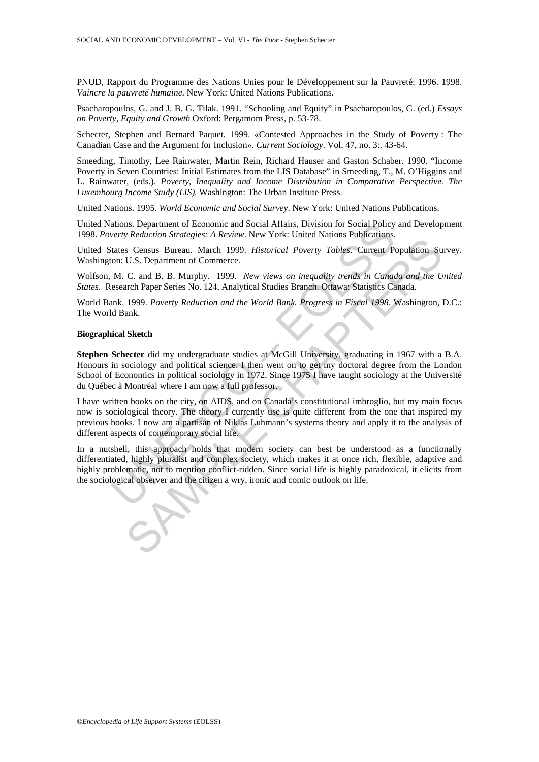PNUD, Rapport du Programme des Nations Unies pour le Développement sur la Pauvreté: 1996. 1998. *Vaincre la pauvreté humaine*. New York: United Nations Publications.

Psacharopoulos, G. and J. B. G. Tilak. 1991. "Schooling and Equity" in Psacharopoulos, G. (ed.) *Essays on Poverty, Equity and Growth* Oxford: Pergamom Press, p. 53-78.

Schecter, Stephen and Bernard Paquet. 1999. «Contested Approaches in the Study of Poverty : The Canadian Case and the Argument for Inclusion». *Current Sociology*. Vol. 47, no. 3:. 43-64.

Smeeding, Timothy, Lee Rainwater, Martin Rein, Richard Hauser and Gaston Schaber. 1990. "Income Poverty in Seven Countries: Initial Estimates from the LIS Database" in Smeeding, T., M. O'Higgins and L. Rainwater, (eds.). *Poverty, Inequality and Income Distribution in Comparative Perspective. The Luxembourg Income Study (LIS).* Washington: The Urban Institute Press.

United Nations. 1995. *World Economic and Social Survey*. New York: United Nations Publications.

United Nations. Department of Economic and Social Affairs, Division for Social Policy and Development 1998. *Poverty Reduction Strategies: A Review*. New York: United Nations Publications.

United States Census Bureau. March 1999. *Historical Poverty Tables*. Current Population Survey. Washington: U.S. Department of Commerce.

Wolfson, M. C. and B. B. Murphy. 1999. *New views on inequality trends in Canada and the United States*. Research Paper Series No. 124, Analytical Studies Branch. Ottawa: Statistics Canada.

World Bank. 1999. *Poverty Reduction and the World Bank. Progress in Fiscal 1998*. Washington, D.C.: The World Bank.

**Biographical Sketch**

**Stephen Schecter** did my undergraduate studies at McGill University, graduating in 1967 with a B.A. Honours in sociology and political science. I then went on to get my doctoral degree from the London School of Economics in political sociology in 1972. Since 1975 I have taught sociology at the Université du Québec à Montréal where I am now a full professor.

I have written books on the city, on AIDS, and on Canada's constitutional imbroglio, but my main focus now is sociological theory. The theory I currently use is quite different from the one that inspired my previous books. I now am a partisan of Niklas Luhmann's systems theory and apply it to the analysis of different aspects of contemporary social life.

In a nutshell, this approach holds that modern society can best be understood as a functionally differentiated, highly pluralist and complex society, which makes it at once rich, flexible, adaptive and highly problematic, not to mention conflict-ridden. Since social life is highly paradoxical, it elicits from the sociological observer and the citizen a wry, ironic and comic outlook on life.